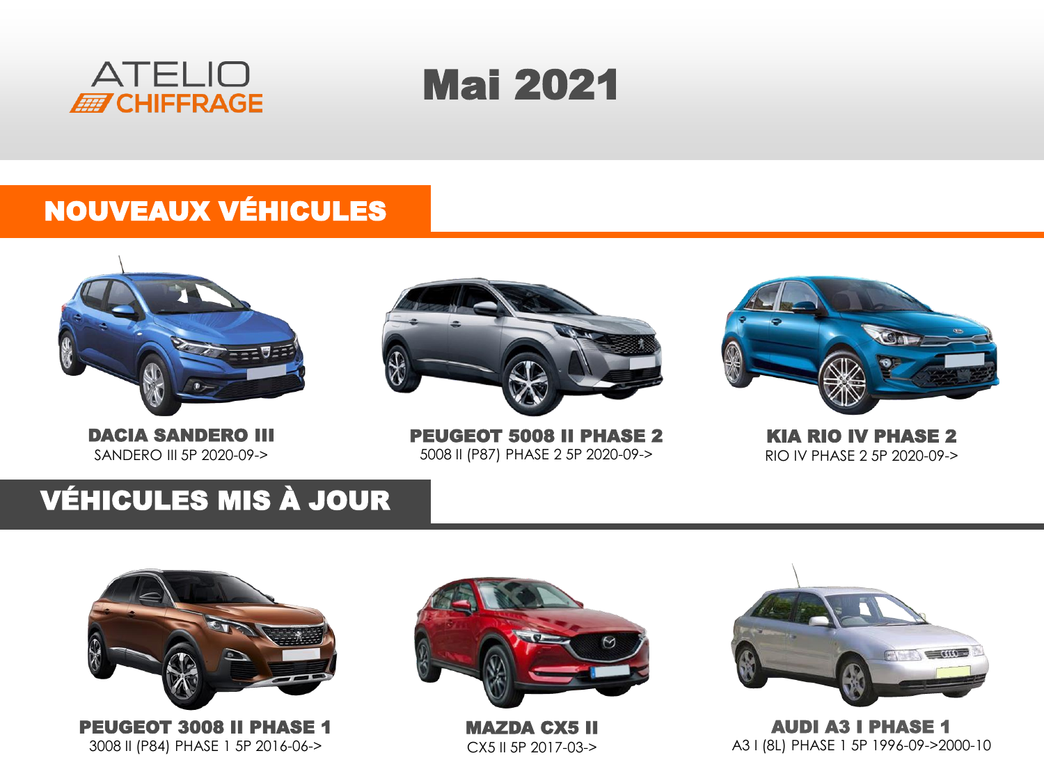ATELIO CHIFFRAGE

# Mai 2021

## NOUVEAUX VÉHICULES

**DACIA SANDERO III**
SANDERO III 5P 2020-09->

**PEUGEOT 5008 II PHASE 2**
5008 II (P87) PHASE 2 5P 2020-09->

**KIA RIO IV PHASE 2**
RIO IV PHASE 2 5P 2020-09->

## VÉHICULES MIS À JOUR

**PEUGEOT 3008 II PHASE 1**
3008 II (P84) PHASE 1 5P 2016-06->

**MAZDA CX5 II**
CX5 II 5P 2017-03->

**AUDI A3 I PHASE 1**
A3 I (8L) PHASE 1 5P 1996-09->2000-10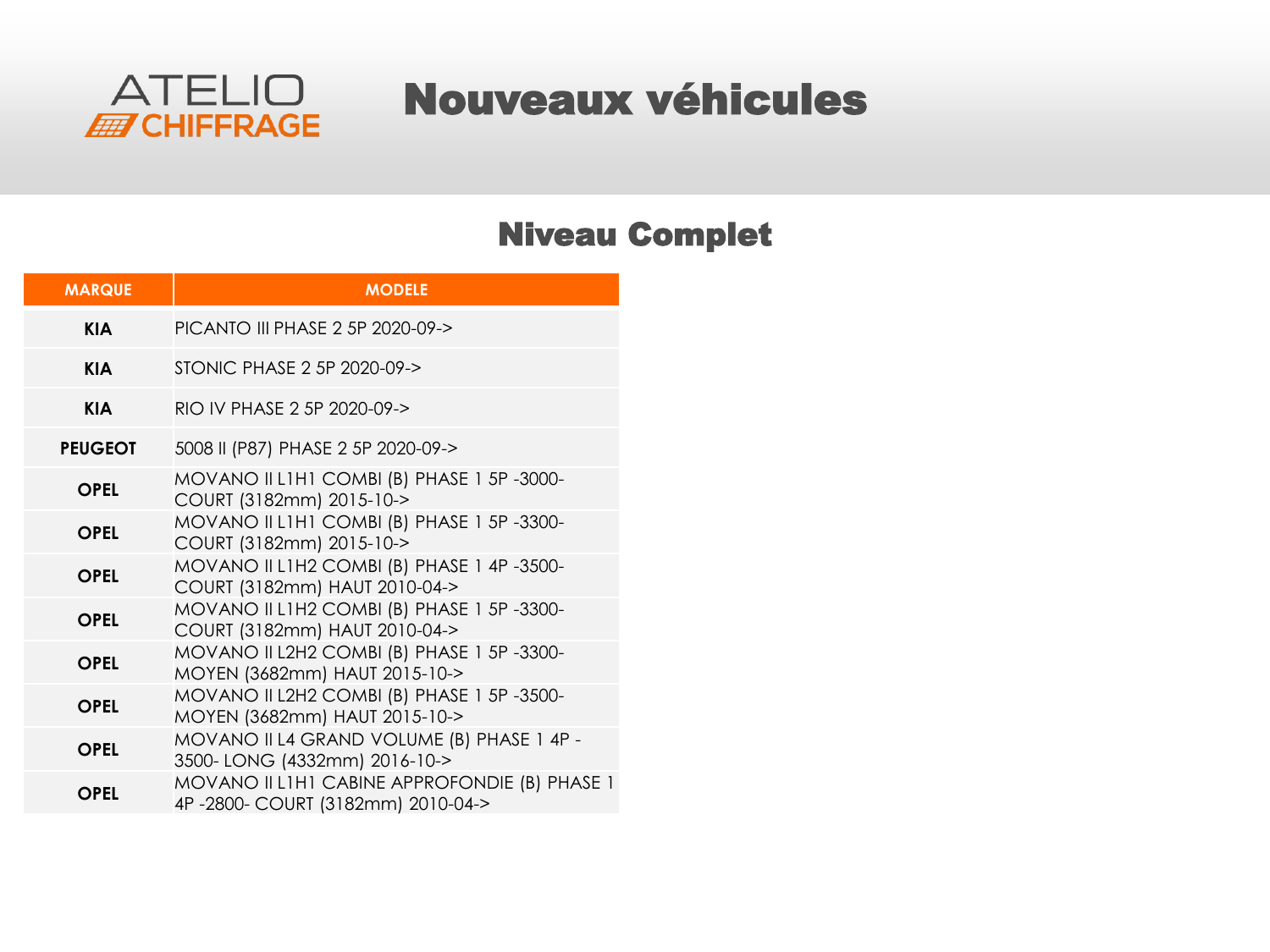ATELIO CHIFFRAGE

# Nouveaux véhicules

## Niveau Complet

| MARQUE | MODELE |
|---|---|
| **KIA** | PICANTO III PHASE 2 5P 2020-09-> |
| **KIA** | STONIC PHASE 2 5P 2020-09-> |
| **KIA** | RIO IV PHASE 2 5P 2020-09-> |
| **PEUGEOT** | 5008 II (P87) PHASE 2 5P 2020-09-> |
| **OPEL** | MOVANO II L1H1 COMBI (B) PHASE 1 5P -3000- COURT (3182mm) 2015-10-> |
| **OPEL** | MOVANO II L1H1 COMBI (B) PHASE 1 5P -3300- COURT (3182mm) 2015-10-> |
| **OPEL** | MOVANO II L1H2 COMBI (B) PHASE 1 4P -3500- COURT (3182mm) HAUT 2010-04-> |
| **OPEL** | MOVANO II L1H2 COMBI (B) PHASE 1 5P -3300- COURT (3182mm) HAUT 2010-04-> |
| **OPEL** | MOVANO II L2H2 COMBI (B) PHASE 1 5P -3300- MOYEN (3682mm) HAUT 2015-10-> |
| **OPEL** | MOVANO II L2H2 COMBI (B) PHASE 1 5P -3500- MOYEN (3682mm) HAUT 2015-10-> |
| **OPEL** | MOVANO II L4 GRAND VOLUME (B) PHASE 1 4P -3500- LONG (4332mm) 2016-10-> |
| **OPEL** | MOVANO II L1H1 CABINE APPROFONDIE (B) PHASE 1 4P -2800- COURT (3182mm) 2010-04-> |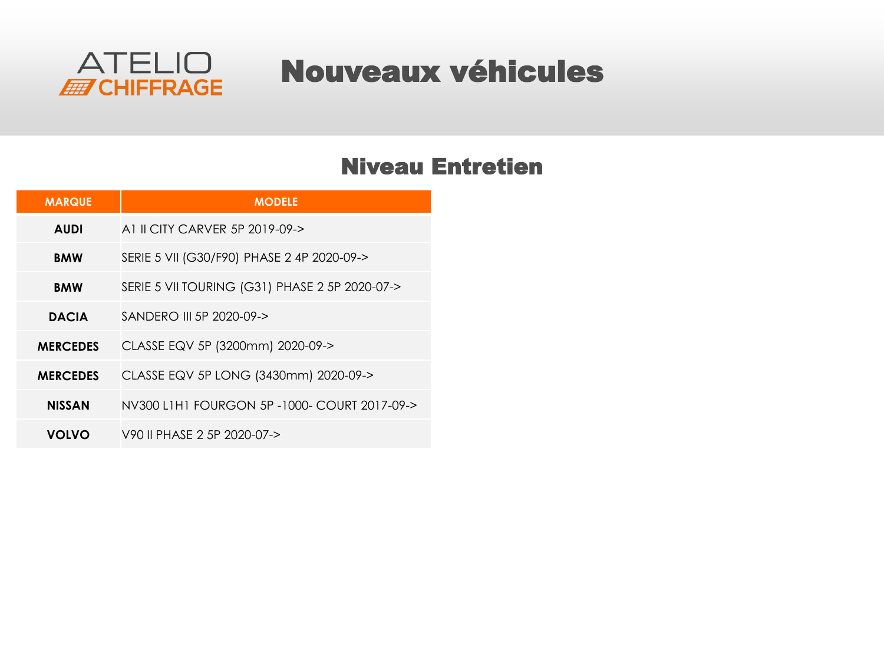ATELIO CHIFFRAGE

# Nouveaux véhicules

## Niveau Entretien

| MARQUE | MODELE |
|---|---|
| **AUDI** | A1 II CITY CARVER 5P 2019-09-> |
| **BMW** | SERIE 5 VII (G30/F90) PHASE 2 4P 2020-09-> |
| **BMW** | SERIE 5 VII TOURING (G31) PHASE 2 5P 2020-07-> |
| **DACIA** | SANDERO III 5P 2020-09-> |
| **MERCEDES** | CLASSE EQV 5P (3200mm) 2020-09-> |
| **MERCEDES** | CLASSE EQV 5P LONG (3430mm) 2020-09-> |
| **NISSAN** | NV300 L1H1 FOURGON 5P -1000- COURT 2017-09-> |
| **VOLVO** | V90 II PHASE 2 5P 2020-07-> |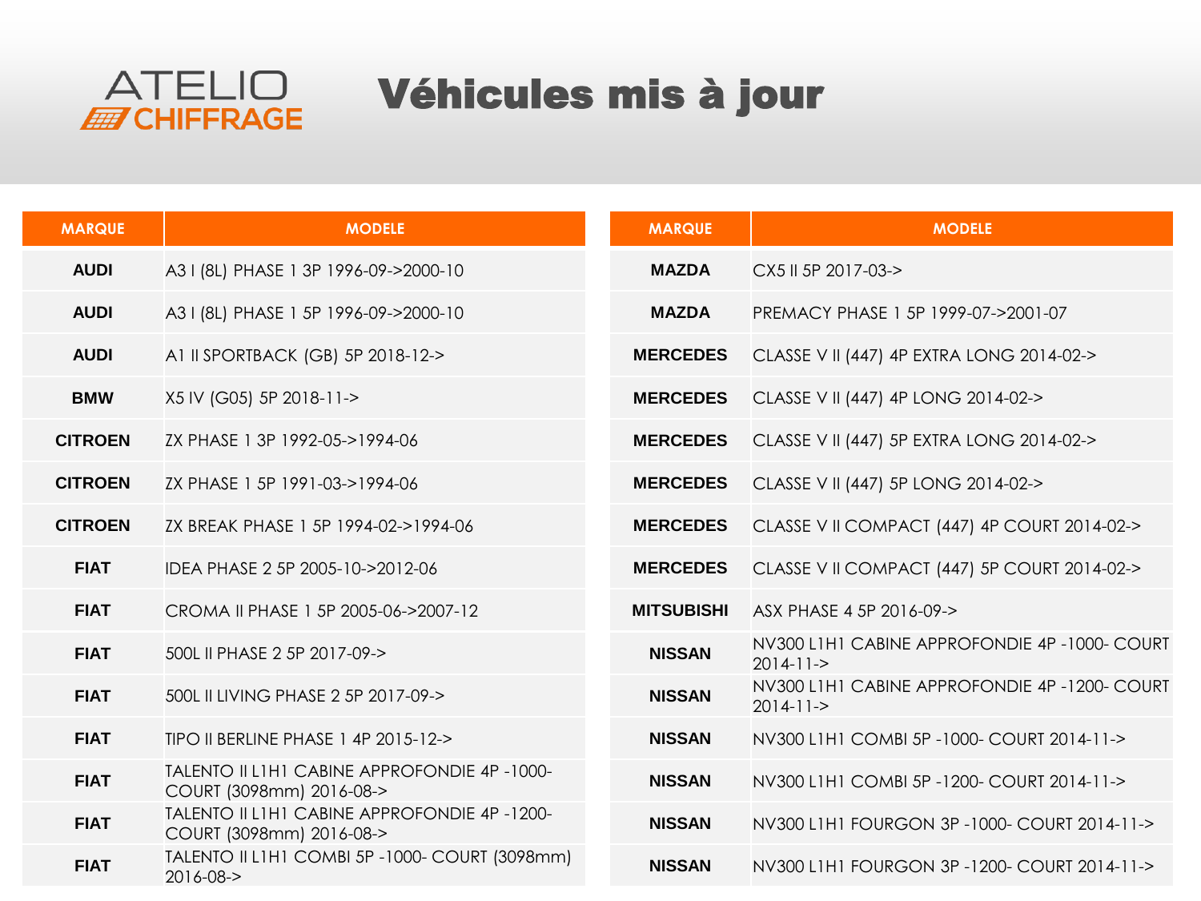ATELIO CHIFFRAGE

# Véhicules mis à jour

| MARQUE | MODELE |
|---|---|
| AUDI | A3 I (8L) PHASE 1 3P 1996-09->2000-10 |
| AUDI | A3 I (8L) PHASE 1 5P 1996-09->2000-10 |
| AUDI | A1 II SPORTBACK (GB) 5P 2018-12-> |
| BMW | X5 IV (G05) 5P 2018-11-> |
| CITROEN | ZX PHASE 1 3P 1992-05->1994-06 |
| CITROEN | ZX PHASE 1 5P 1991-03->1994-06 |
| CITROEN | ZX BREAK PHASE 1 5P 1994-02->1994-06 |
| FIAT | IDEA PHASE 2 5P 2005-10->2012-06 |
| FIAT | CROMA II PHASE 1 5P 2005-06->2007-12 |
| FIAT | 500L II PHASE 2 5P 2017-09-> |
| FIAT | 500L II LIVING PHASE 2 5P 2017-09-> |
| FIAT | TIPO II BERLINE PHASE 1 4P 2015-12-> |
| FIAT | TALENTO II L1H1 CABINE APPROFONDIE 4P -1000- COURT (3098mm) 2016-08-> |
| FIAT | TALENTO II L1H1 CABINE APPROFONDIE 4P -1200- COURT (3098mm) 2016-08-> |
| FIAT | TALENTO II L1H1 COMBI 5P -1000- COURT (3098mm) 2016-08-> |
| MAZDA | CX5 II 5P 2017-03-> |
| MAZDA | PREMACY PHASE 1 5P 1999-07->2001-07 |
| MERCEDES | CLASSE V II (447) 4P EXTRA LONG 2014-02-> |
| MERCEDES | CLASSE V II (447) 4P LONG 2014-02-> |
| MERCEDES | CLASSE V II (447) 5P EXTRA LONG 2014-02-> |
| MERCEDES | CLASSE V II (447) 5P LONG 2014-02-> |
| MERCEDES | CLASSE V II COMPACT (447) 4P COURT 2014-02-> |
| MERCEDES | CLASSE V II COMPACT (447) 5P COURT 2014-02-> |
| MITSUBISHI | ASX PHASE 4 5P 2016-09-> |
| NISSAN | NV300 L1H1 CABINE APPROFONDIE 4P -1000- COURT 2014-11-> |
| NISSAN | NV300 L1H1 CABINE APPROFONDIE 4P -1200- COURT 2014-11-> |
| NISSAN | NV300 L1H1 COMBI 5P -1000- COURT 2014-11-> |
| NISSAN | NV300 L1H1 COMBI 5P -1200- COURT 2014-11-> |
| NISSAN | NV300 L1H1 FOURGON 3P -1000- COURT 2014-11-> |
| NISSAN | NV300 L1H1 FOURGON 3P -1200- COURT 2014-11-> |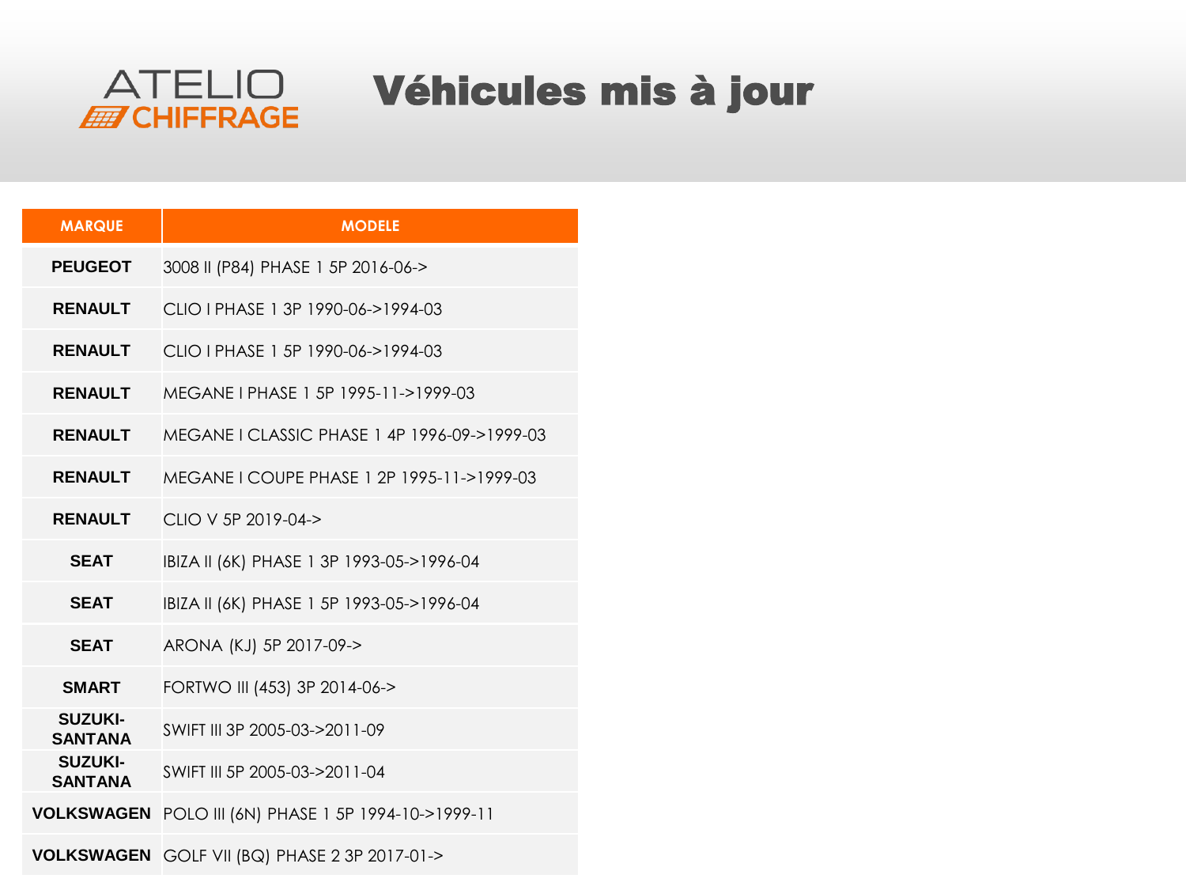ATELIO CHIFFRAGE

# Véhicules mis à jour

| MARQUE | MODELE |
|---|---|
| **PEUGEOT** | 3008 II (P84) PHASE 1 5P 2016-06-> |
| **RENAULT** | CLIO I PHASE 1 3P 1990-06->1994-03 |
| **RENAULT** | CLIO I PHASE 1 5P 1990-06->1994-03 |
| **RENAULT** | MEGANE I PHASE 1 5P 1995-11->1999-03 |
| **RENAULT** | MEGANE I CLASSIC PHASE 1 4P 1996-09->1999-03 |
| **RENAULT** | MEGANE I COUPE PHASE 1 2P 1995-11->1999-03 |
| **RENAULT** | CLIO V 5P 2019-04-> |
| **SEAT** | IBIZA II (6K) PHASE 1 3P 1993-05->1996-04 |
| **SEAT** | IBIZA II (6K) PHASE 1 5P 1993-05->1996-04 |
| **SEAT** | ARONA (KJ) 5P 2017-09-> |
| **SMART** | FORTWO III (453) 3P 2014-06-> |
| **SUZUKI-SANTANA** | SWIFT III 3P 2005-03->2011-09 |
| **SUZUKI-SANTANA** | SWIFT III 5P 2005-03->2011-04 |
| **VOLKSWAGEN** | POLO III (6N) PHASE 1 5P 1994-10->1999-11 |
| **VOLKSWAGEN** | GOLF VII (BQ) PHASE 2 3P 2017-01-> |